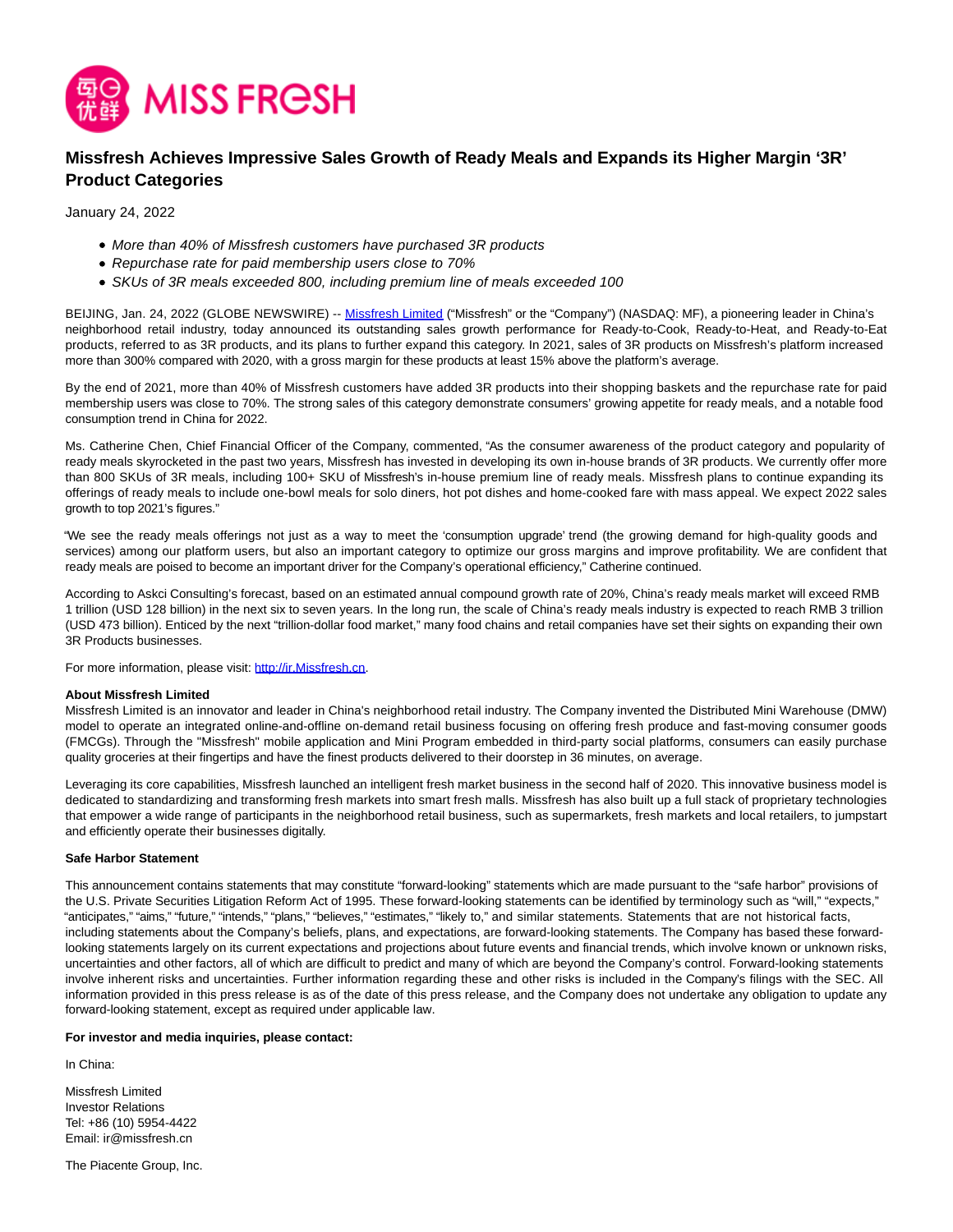# Missfresh Achieves Impressive Sales Growth of Ready Meals and Expands its Higher Margin '3R' Product Categories

January 24, 2022

- *More than 40% of Missfresh customers have purchased 3R products*
- *Repurchase rate for paid membership users close to 70%*
- *SKUs of 3R meals exceeded 800, including premium line of meals exceeded 100*

BEIJING, Jan. 24, 2022 (GLOBE NEWSWIRE) -- Missfresh Limited ("Missfresh" or the "Company") (NASDAQ: MF), a pioneering leader in China's neighborhood retail industry, today announced its outstanding sales growth performance for Ready-to-Cook, Ready-to-Heat, and Ready-to-Eat products, referred to as 3R products, and its plans to further expand this category. In 2021, sales of 3R products on Missfresh's platform increased more than 300% compared with 2020, with a gross margin for these products at least 15% above the platform's average.

By the end of 2021, more than 40% of Missfresh customers have added 3R products into their shopping baskets and the repurchase rate for paid membership users was close to 70%. The strong sales of this category demonstrate consumers' growing appetite for ready meals, and a notable food consumption trend in China for 2022.

Ms. Catherine Chen, Chief Financial Officer of the Company, commented, "As the consumer awareness of the product category and popularity of ready meals skyrocketed in the past two years, Missfresh has invested in developing its own in-house brands of 3R products. We currently offer more than 800 SKUs of 3R meals, including 100+ SKU of Missfresh's in-house premium line of ready meals. Missfresh plans to continue expanding its offerings of ready meals to include one-bowl meals for solo diners, hot pot dishes and home-cooked fare with mass appeal. We expect 2022 sales growth to top 2021's figures."

"We see the ready meals offerings not just as a way to meet the 'consumption upgrade' trend (the growing demand for high-quality goods and services) among our platform users, but also an important category to optimize our gross margins and improve profitability. We are confident that ready meals are poised to become an important driver for the Company's operational efficiency," Catherine continued.

According to Askci Consulting's forecast, based on an estimated annual compound growth rate of 20%, China's ready meals market will exceed RMB 1 trillion (USD 128 billion) in the next six to seven years. In the long run, the scale of China's ready meals industry is expected to reach RMB 3 trillion (USD 473 billion). Enticed by the next "trillion-dollar food market," many food chains and retail companies have set their sights on expanding their own 3R Products businesses.

For more information, please visit: http://ir.Missfresh.cn.

**About Missfresh Limited**

Missfresh Limited is an innovator and leader in China's neighborhood retail industry. The Company invented the Distributed Mini Warehouse (DMW) model to operate an integrated online-and-offline on-demand retail business focusing on offering fresh produce and fast-moving consumer goods (FMCGs). Through the "Missfresh" mobile application and Mini Program embedded in third-party social platforms, consumers can easily purchase quality groceries at their fingertips and have the finest products delivered to their doorstep in 36 minutes, on average.

Leveraging its core capabilities, Missfresh launched an intelligent fresh market business in the second half of 2020. This innovative business model is dedicated to standardizing and transforming fresh markets into smart fresh malls. Missfresh has also built up a full stack of proprietary technologies that empower a wide range of participants in the neighborhood retail business, such as supermarkets, fresh markets and local retailers, to jumpstart and efficiently operate their businesses digitally.

**Safe Harbor Statement**

This announcement contains statements that may constitute "forward-looking" statements which are made pursuant to the "safe harbor" provisions of the U.S. Private Securities Litigation Reform Act of 1995. These forward-looking statements can be identified by terminology such as "will," "expects," "anticipates," "aims," "future," "intends," "plans," "believes," "estimates," "likely to," and similar statements. Statements that are not historical facts, including statements about the Company's beliefs, plans, and expectations, are forward-looking statements. The Company has based these forward-looking statements largely on its current expectations and projections about future events and financial trends, which involve known or unknown risks, uncertainties and other factors, all of which are difficult to predict and many of which are beyond the Company's control. Forward-looking statements involve inherent risks and uncertainties. Further information regarding these and other risks is included in the Company's filings with the SEC. All information provided in this press release is as of the date of this press release, and the Company does not undertake any obligation to update any forward-looking statement, except as required under applicable law.

**For investor and media inquiries, please contact:**

In China:

Missfresh Limited
Investor Relations
Tel: +86 (10) 5954-4422
Email: ir@missfresh.cn

The Piacente Group, Inc.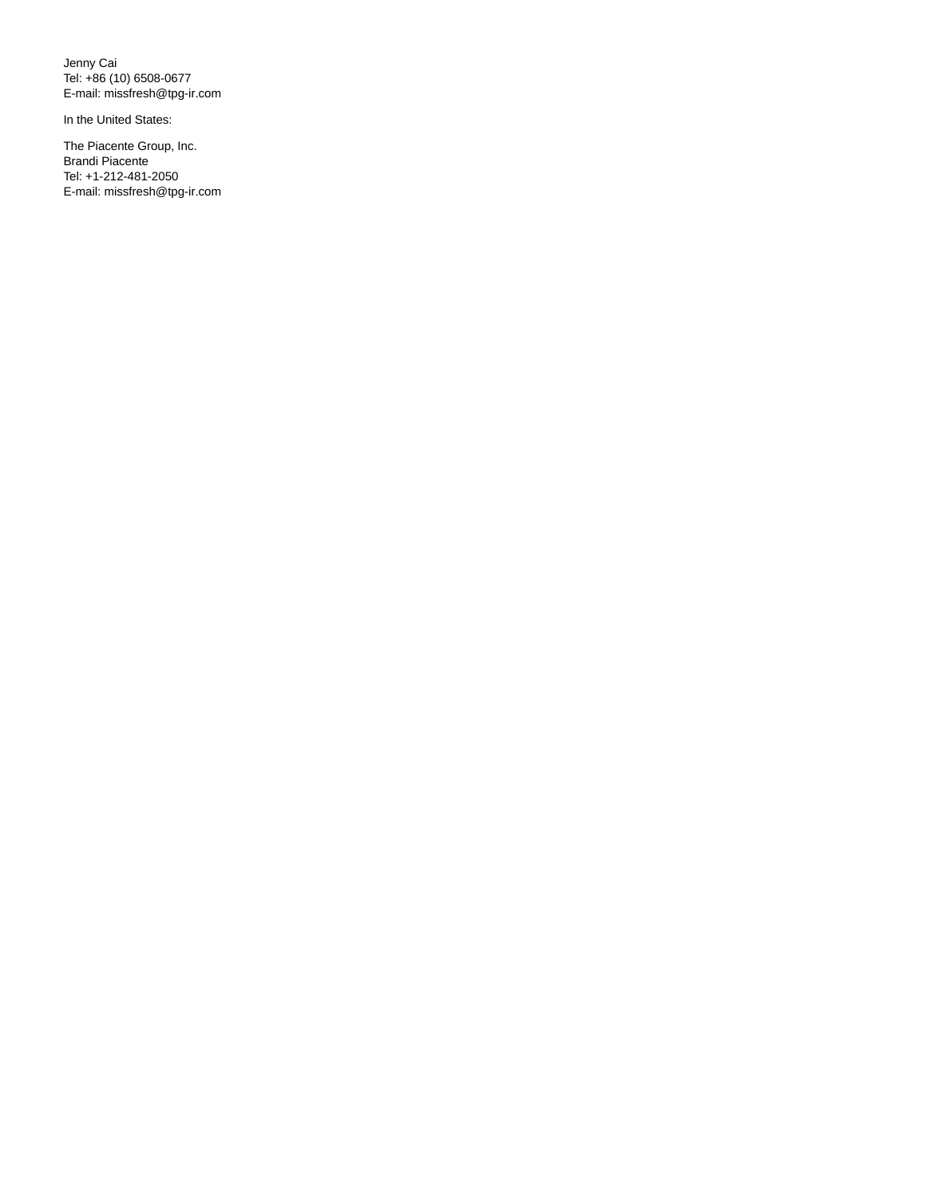Jenny Cai
Tel: +86 (10) 6508-0677
E-mail: missfresh@tpg-ir.com

In the United States:

The Piacente Group, Inc.
Brandi Piacente
Tel: +1-212-481-2050
E-mail: missfresh@tpg-ir.com